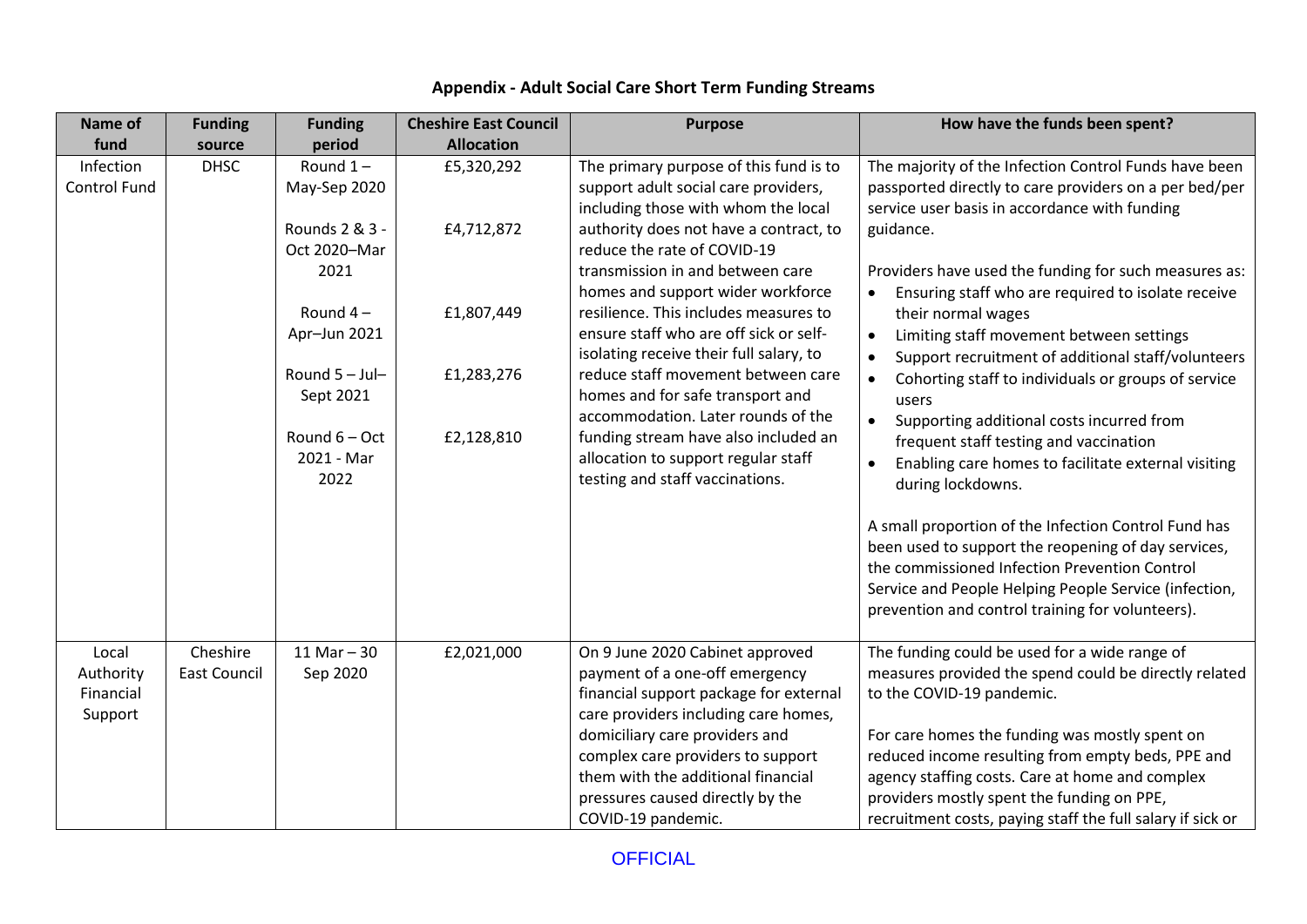## Appendix - Adult Social Care Short Term Funding Streams

| Name of fund | Funding source | Funding period | Cheshire East Council Allocation | Purpose | How have the funds been spent? |
|---|---|---|---|---|---|
| Infection Control Fund | DHSC | Round 1 – May-Sep 2020<br><br>Rounds 2 & 3 - Oct 2020–Mar 2021<br><br>Round 4 – Apr–Jun 2021<br><br>Round 5 – Jul–Sept 2021<br><br>Round 6 – Oct 2021 - Mar 2022 | £5,320,292<br><br>£4,712,872<br><br>£1,807,449<br><br>£1,283,276<br><br>£2,128,810 | The primary purpose of this fund is to support adult social care providers, including those with whom the local authority does not have a contract, to reduce the rate of COVID-19 transmission in and between care homes and support wider workforce resilience. This includes measures to ensure staff who are off sick or self-isolating receive their full salary, to reduce staff movement between care homes and for safe transport and accommodation. Later rounds of the funding stream have also included an allocation to support regular staff testing and staff vaccinations. | The majority of the Infection Control Funds have been passported directly to care providers on a per bed/per service user basis in accordance with funding guidance.<br><br>Providers have used the funding for such measures as:<br>• Ensuring staff who are required to isolate receive their normal wages<br>• Limiting staff movement between settings<br>• Support recruitment of additional staff/volunteers<br>• Cohorting staff to individuals or groups of service users<br>• Supporting additional costs incurred from frequent staff testing and vaccination<br>• Enabling care homes to facilitate external visiting during lockdowns.<br><br>A small proportion of the Infection Control Fund has been used to support the reopening of day services, the commissioned Infection Prevention Control Service and People Helping People Service (infection, prevention and control training for volunteers). |
| Local Authority Financial Support | Cheshire East Council | 11 Mar – 30 Sep 2020 | £2,021,000 | On 9 June 2020 Cabinet approved payment of a one-off emergency financial support package for external care providers including care homes, domiciliary care providers and complex care providers to support them with the additional financial pressures caused directly by the COVID-19 pandemic. | The funding could be used for a wide range of measures provided the spend could be directly related to the COVID-19 pandemic.<br><br>For care homes the funding was mostly spent on reduced income resulting from empty beds, PPE and agency staffing costs. Care at home and complex providers mostly spent the funding on PPE, recruitment costs, paying staff the full salary if sick or |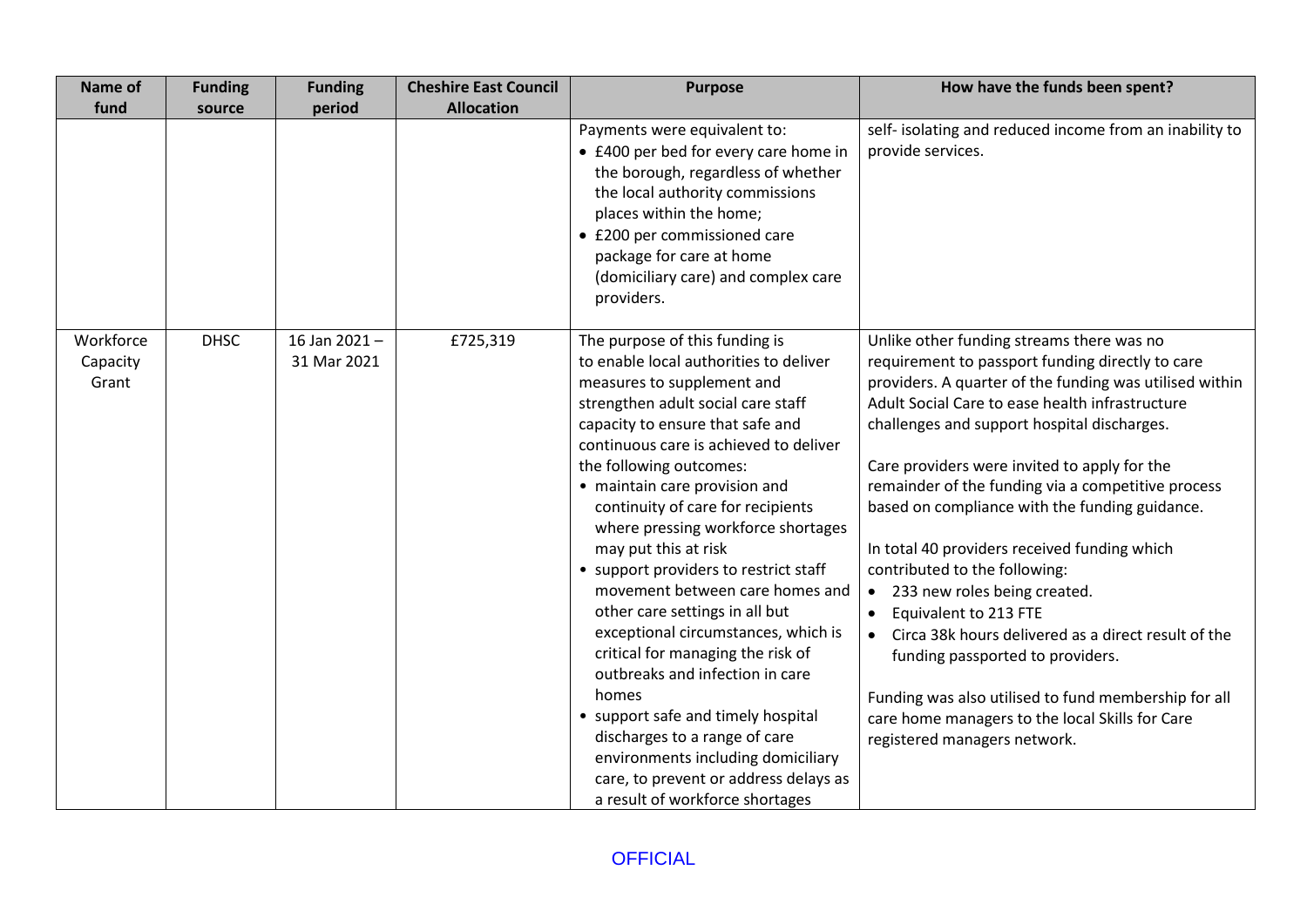| Name of fund | Funding source | Funding period | Cheshire East Council Allocation | Purpose | How have the funds been spent? |
|---|---|---|---|---|---|
| | | | | Payments were equivalent to:<br>• £400 per bed for every care home in the borough, regardless of whether the local authority commissions places within the home;<br>• £200 per commissioned care package for care at home (domiciliary care) and complex care providers. | self- isolating and reduced income from an inability to provide services. |
| Workforce Capacity Grant | DHSC | 16 Jan 2021 – 31 Mar 2021 | £725,319 | The purpose of this funding is to enable local authorities to deliver measures to supplement and strengthen adult social care staff capacity to ensure that safe and continuous care is achieved to deliver the following outcomes:<br>• maintain care provision and continuity of care for recipients where pressing workforce shortages may put this at risk<br>• support providers to restrict staff movement between care homes and other care settings in all but exceptional circumstances, which is critical for managing the risk of outbreaks and infection in care homes<br>• support safe and timely hospital discharges to a range of care environments including domiciliary care, to prevent or address delays as a result of workforce shortages | Unlike other funding streams there was no requirement to passport funding directly to care providers. A quarter of the funding was utilised within Adult Social Care to ease health infrastructure challenges and support hospital discharges.<br><br>Care providers were invited to apply for the remainder of the funding via a competitive process based on compliance with the funding guidance.<br><br>In total 40 providers received funding which contributed to the following:<br>• 233 new roles being created.<br>• Equivalent to 213 FTE<br>• Circa 38k hours delivered as a direct result of the funding passported to providers.<br><br>Funding was also utilised to fund membership for all care home managers to the local Skills for Care registered managers network. |

OFFICIAL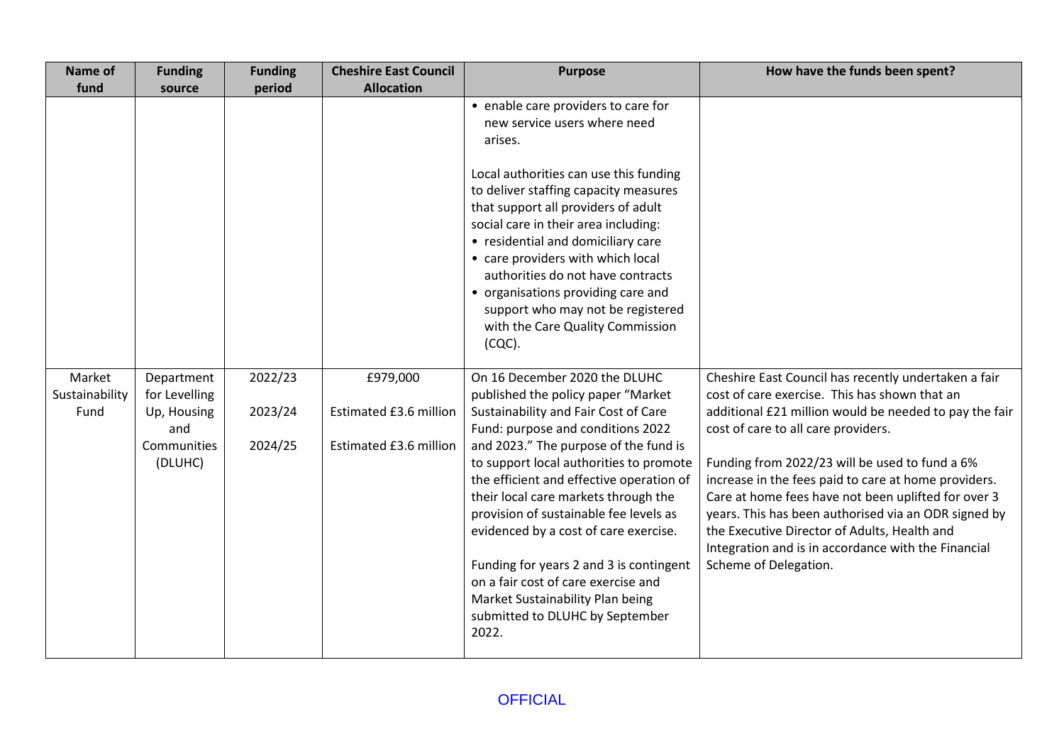| Name of fund | Funding source | Funding period | Cheshire East Council Allocation | Purpose | How have the funds been spent? |
|---|---|---|---|---|---|
| | | | | • enable care providers to care for new service users where need arises.<br><br>Local authorities can use this funding to deliver staffing capacity measures that support all providers of adult social care in their area including:<br>• residential and domiciliary care<br>• care providers with which local authorities do not have contracts<br>• organisations providing care and support who may not be registered with the Care Quality Commission (CQC). | |
| Market Sustainability Fund | Department for Levelling Up, Housing and Communities (DLUHC) | 2022/23<br><br>2023/24<br><br>2024/25 | £979,000<br><br>Estimated £3.6 million<br><br>Estimated £3.6 million | On 16 December 2020 the DLUHC published the policy paper "Market Sustainability and Fair Cost of Care Fund: purpose and conditions 2022 and 2023." The purpose of the fund is to support local authorities to promote the efficient and effective operation of their local care markets through the provision of sustainable fee levels as evidenced by a cost of care exercise.<br><br>Funding for years 2 and 3 is contingent on a fair cost of care exercise and Market Sustainability Plan being submitted to DLUHC by September 2022. | Cheshire East Council has recently undertaken a fair cost of care exercise. This has shown that an additional £21 million would be needed to pay the fair cost of care to all care providers.<br><br>Funding from 2022/23 will be used to fund a 6% increase in the fees paid to care at home providers. Care at home fees have not been uplifted for over 3 years. This has been authorised via an ODR signed by the Executive Director of Adults, Health and Integration and is in accordance with the Financial Scheme of Delegation. |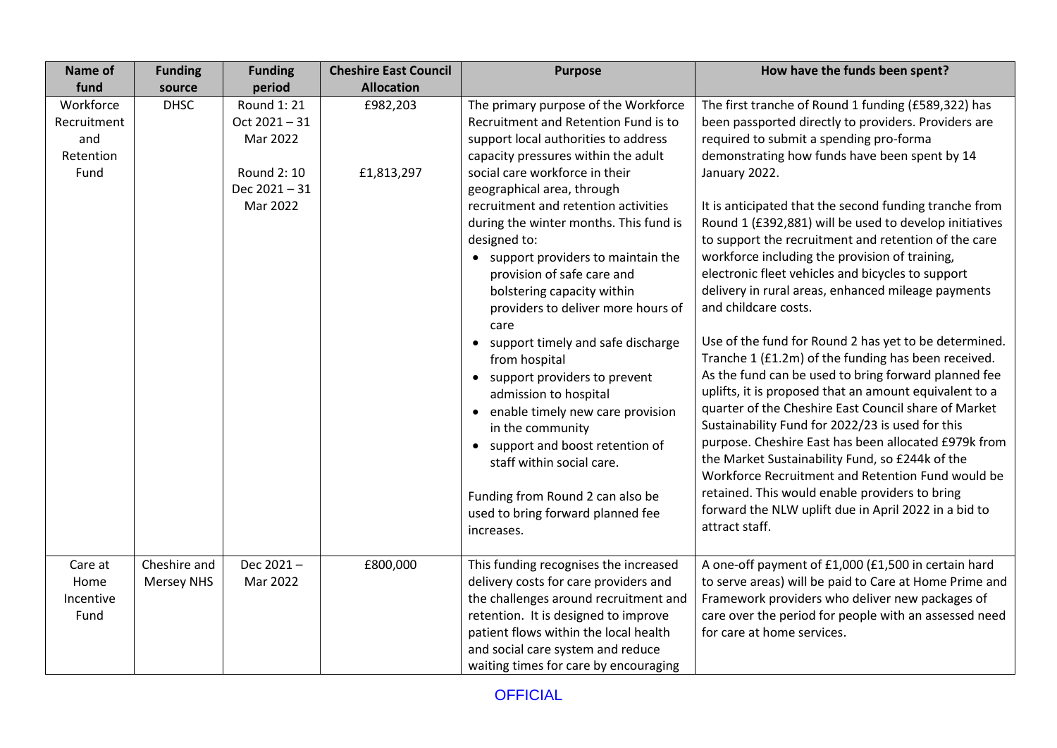| Name of fund | Funding source | Funding period | Cheshire East Council Allocation | Purpose | How have the funds been spent? |
|---|---|---|---|---|---|
| Workforce Recruitment and Retention Fund | DHSC | Round 1: 21 Oct 2021 – 31 Mar 2022<br><br>Round 2: 10 Dec 2021 – 31 Mar 2022 | £982,203<br><br>£1,813,297 | The primary purpose of the Workforce Recruitment and Retention Fund is to support local authorities to address capacity pressures within the adult social care workforce in their geographical area, through recruitment and retention activities during the winter months. This fund is designed to:<br>• support providers to maintain the provision of safe care and bolstering capacity within providers to deliver more hours of care<br>• support timely and safe discharge from hospital<br>• support providers to prevent admission to hospital<br>• enable timely new care provision in the community<br>• support and boost retention of staff within social care.<br><br>Funding from Round 2 can also be used to bring forward planned fee increases. | The first tranche of Round 1 funding (£589,322) has been passported directly to providers. Providers are required to submit a spending pro-forma demonstrating how funds have been spent by 14 January 2022.<br><br>It is anticipated that the second funding tranche from Round 1 (£392,881) will be used to develop initiatives to support the recruitment and retention of the care workforce including the provision of training, electronic fleet vehicles and bicycles to support delivery in rural areas, enhanced mileage payments and childcare costs.<br><br>Use of the fund for Round 2 has yet to be determined. Tranche 1 (£1.2m) of the funding has been received. As the fund can be used to bring forward planned fee uplifts, it is proposed that an amount equivalent to a quarter of the Cheshire East Council share of Market Sustainability Fund for 2022/23 is used for this purpose. Cheshire East has been allocated £979k from the Market Sustainability Fund, so £244k of the Workforce Recruitment and Retention Fund would be retained. This would enable providers to bring forward the NLW uplift due in April 2022 in a bid to attract staff. |
| Care at Home Incentive Fund | Cheshire and Mersey NHS | Dec 2021 – Mar 2022 | £800,000 | This funding recognises the increased delivery costs for care providers and the challenges around recruitment and retention. It is designed to improve patient flows within the local health and social care system and reduce waiting times for care by encouraging | A one-off payment of £1,000 (£1,500 in certain hard to serve areas) will be paid to Care at Home Prime and Framework providers who deliver new packages of care over the period for people with an assessed need for care at home services. |

OFFICIAL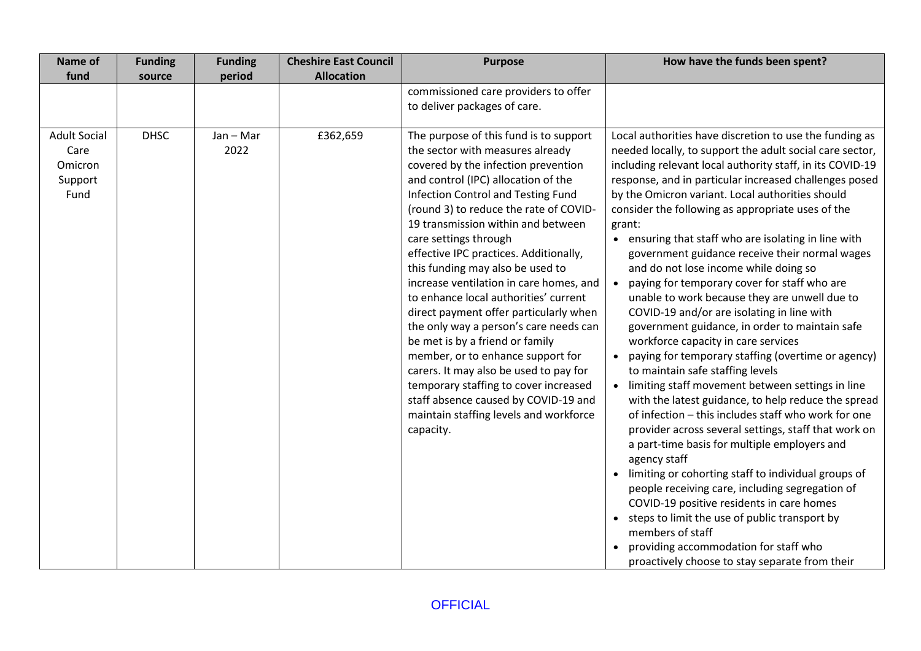| Name of fund | Funding source | Funding period | Cheshire East Council Allocation | Purpose | How have the funds been spent? |
|---|---|---|---|---|---|
| | | | | commissioned care providers to offer to deliver packages of care. | |
| Adult Social Care Omicron Support Fund | DHSC | Jan – Mar 2022 | £362,659 | The purpose of this fund is to support the sector with measures already covered by the infection prevention and control (IPC) allocation of the Infection Control and Testing Fund (round 3) to reduce the rate of COVID-19 transmission within and between care settings through effective IPC practices. Additionally, this funding may also be used to increase ventilation in care homes, and to enhance local authorities' current direct payment offer particularly when the only way a person's care needs can be met is by a friend or family member, or to enhance support for carers. It may also be used to pay for temporary staffing to cover increased staff absence caused by COVID-19 and maintain staffing levels and workforce capacity. | Local authorities have discretion to use the funding as needed locally, to support the adult social care sector, including relevant local authority staff, in its COVID-19 response, and in particular increased challenges posed by the Omicron variant. Local authorities should consider the following as appropriate uses of the grant:<br>• ensuring that staff who are isolating in line with government guidance receive their normal wages and do not lose income while doing so<br>• paying for temporary cover for staff who are unable to work because they are unwell due to COVID-19 and/or are isolating in line with government guidance, in order to maintain safe workforce capacity in care services<br>• paying for temporary staffing (overtime or agency) to maintain safe staffing levels<br>• limiting staff movement between settings in line with the latest guidance, to help reduce the spread of infection – this includes staff who work for one provider across several settings, staff that work on a part-time basis for multiple employers and agency staff<br>• limiting or cohorting staff to individual groups of people receiving care, including segregation of COVID-19 positive residents in care homes<br>• steps to limit the use of public transport by members of staff<br>• providing accommodation for staff who proactively choose to stay separate from their |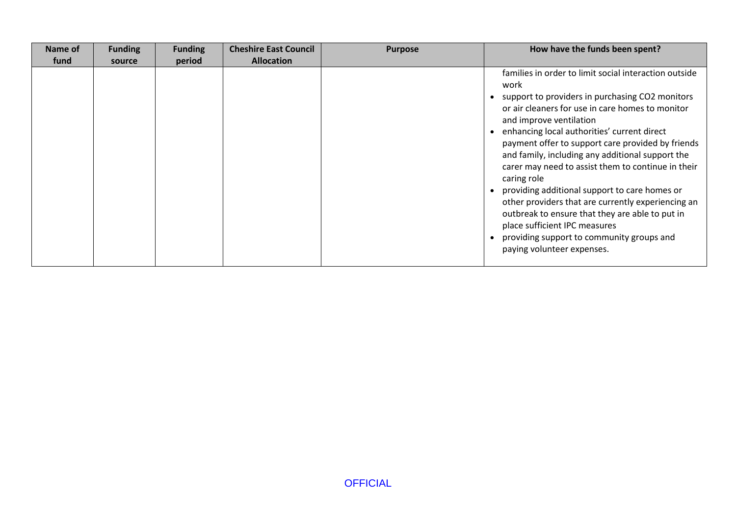| Name of fund | Funding source | Funding period | Cheshire East Council Allocation | Purpose | How have the funds been spent? |
| --- | --- | --- | --- | --- | --- |
| | | | | | families in order to limit social interaction outside work<br>• support to providers in purchasing $CO_2$ monitors or air cleaners for use in care homes to monitor and improve ventilation<br>• enhancing local authorities' current direct payment offer to support care provided by friends and family, including any additional support the carer may need to assist them to continue in their caring role<br>• providing additional support to care homes or other providers that are currently experiencing an outbreak to ensure that they are able to put in place sufficient IPC measures<br>• providing support to community groups and paying volunteer expenses. |

OFFICIAL